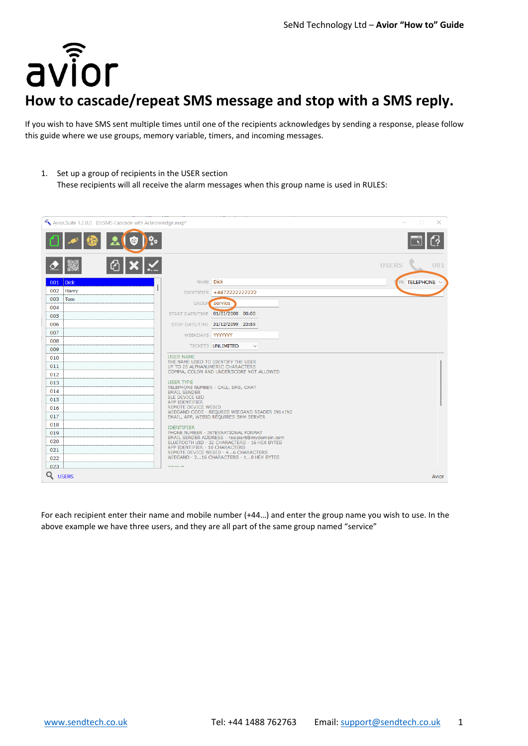avior

# How to cascade/repeat SMS message and stop with a SMS reply.

If you wish to have SMS sent multiple times until one of the recipients acknowledges by sending a response, please follow this guide where we use groups, memory variable, timers, and incoming messages.

1. Set up a group of recipients in the USER section
   These recipients will all receive the alarm messages when this group name is used in RULES:

For each recipient enter their name and mobile number (+44…) and enter the group name you wish to use. In the above example we have three users, and they are all part of the same group named "service"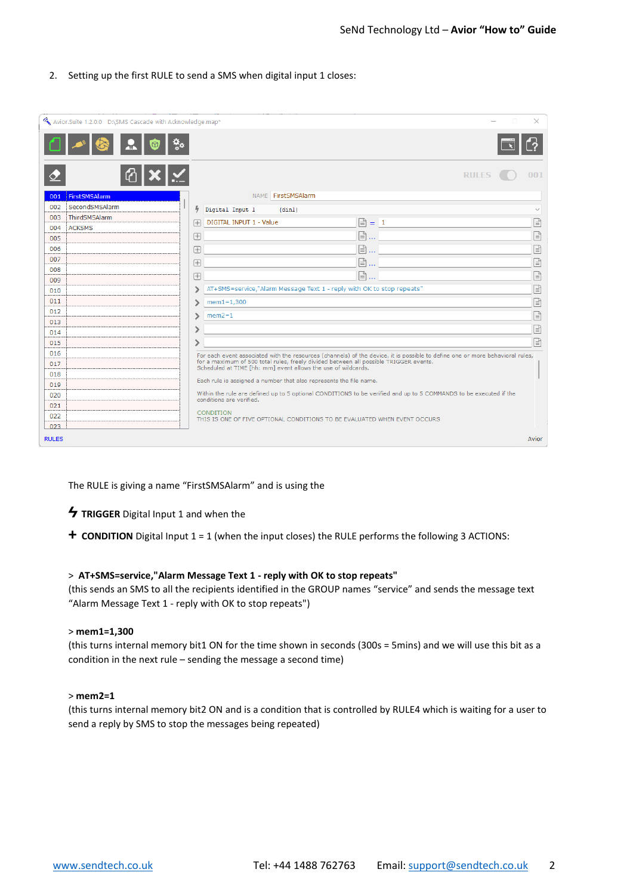2. Setting up the first RULE to send a SMS when digital input 1 closes:

The RULE is giving a name "FirstSMSAlarm" and is using the

**TRIGGER** Digital Input 1 and when the

**+ CONDITION** Digital Input 1 = 1 (when the input closes) the RULE performs the following 3 ACTIONS:

**> AT+SMS=service,"Alarm Message Text 1 - reply with OK to stop repeats"**
(this sends an SMS to all the recipients identified in the GROUP names "service" and sends the message text "Alarm Message Text 1 - reply with OK to stop repeats")

**> mem1=1,300**
(this turns internal memory bit1 ON for the time shown in seconds (300s = 5mins) and we will use this bit as a condition in the next rule – sending the message a second time)

**> mem2=1**
(this turns internal memory bit2 ON and is a condition that is controlled by RULE4 which is waiting for a user to send a reply by SMS to stop the messages being repeated)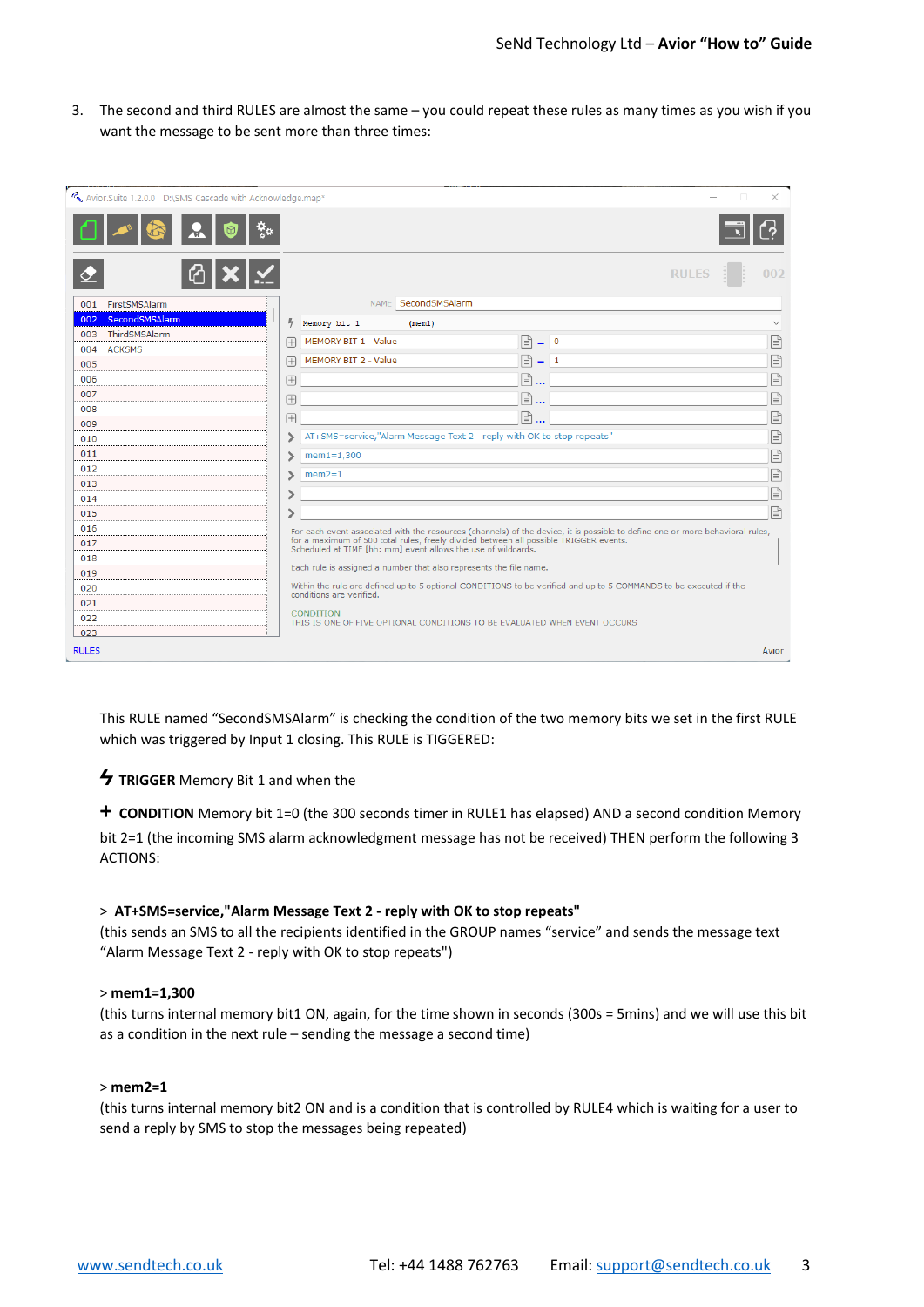3. The second and third RULES are almost the same – you could repeat these rules as many times as you wish if you want the message to be sent more than three times:

This RULE named "SecondSMSAlarm" is checking the condition of the two memory bits we set in the first RULE which was triggered by Input 1 closing. This RULE is TIGGERED:

**TRIGGER** Memory Bit 1 and when the

**+ CONDITION** Memory bit 1=0 (the 300 seconds timer in RULE1 has elapsed) AND a second condition Memory bit 2=1 (the incoming SMS alarm acknowledgment message has not be received) THEN perform the following 3 ACTIONS:

> **AT+SMS=service,"Alarm Message Text 2 - reply with OK to stop repeats"**
(this sends an SMS to all the recipients identified in the GROUP names "service" and sends the message text "Alarm Message Text 2 - reply with OK to stop repeats")

> **mem1=1,300**
(this turns internal memory bit1 ON, again, for the time shown in seconds (300s = 5mins) and we will use this bit as a condition in the next rule – sending the message a second time)

> **mem2=1**
(this turns internal memory bit2 ON and is a condition that is controlled by RULE4 which is waiting for a user to send a reply by SMS to stop the messages being repeated)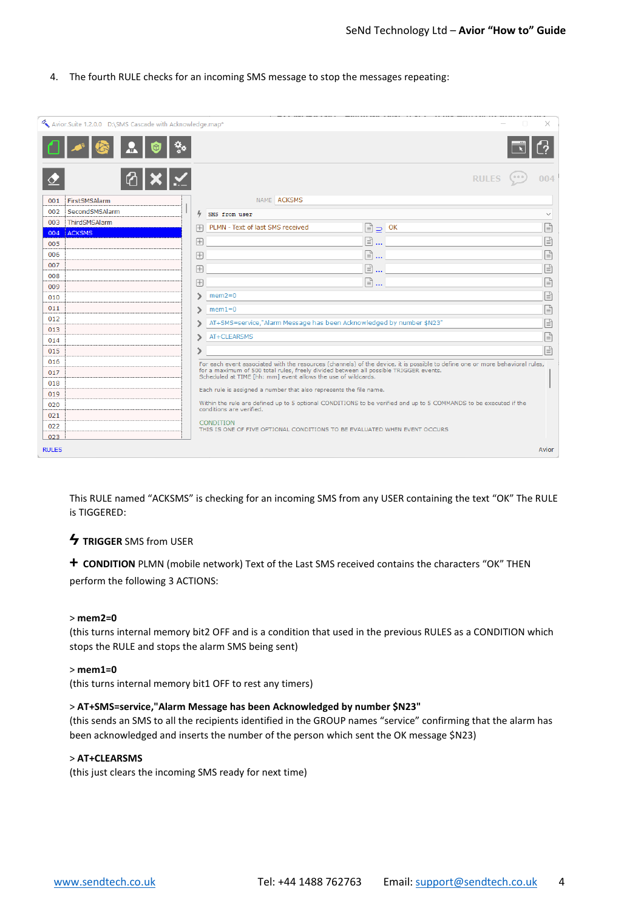4. The fourth RULE checks for an incoming SMS message to stop the messages repeating:

This RULE named "ACKSMS" is checking for an incoming SMS from any USER containing the text "OK" The RULE is TIGGERED:

**TRIGGER** SMS from USER

**+ CONDITION** PLMN (mobile network) Text of the Last SMS received contains the characters "OK" THEN perform the following 3 ACTIONS:

> **mem2=0**
(this turns internal memory bit2 OFF and is a condition that used in the previous RULES as a CONDITION which stops the RULE and stops the alarm SMS being sent)

> **mem1=0**
(this turns internal memory bit1 OFF to rest any timers)

> **AT+SMS=service,"Alarm Message has been Acknowledged by number $N23"**
(this sends an SMS to all the recipients identified in the GROUP names "service" confirming that the alarm has been acknowledged and inserts the number of the person which sent the OK message $N23)

> **AT+CLEARSMS**
(this just clears the incoming SMS ready for next time)